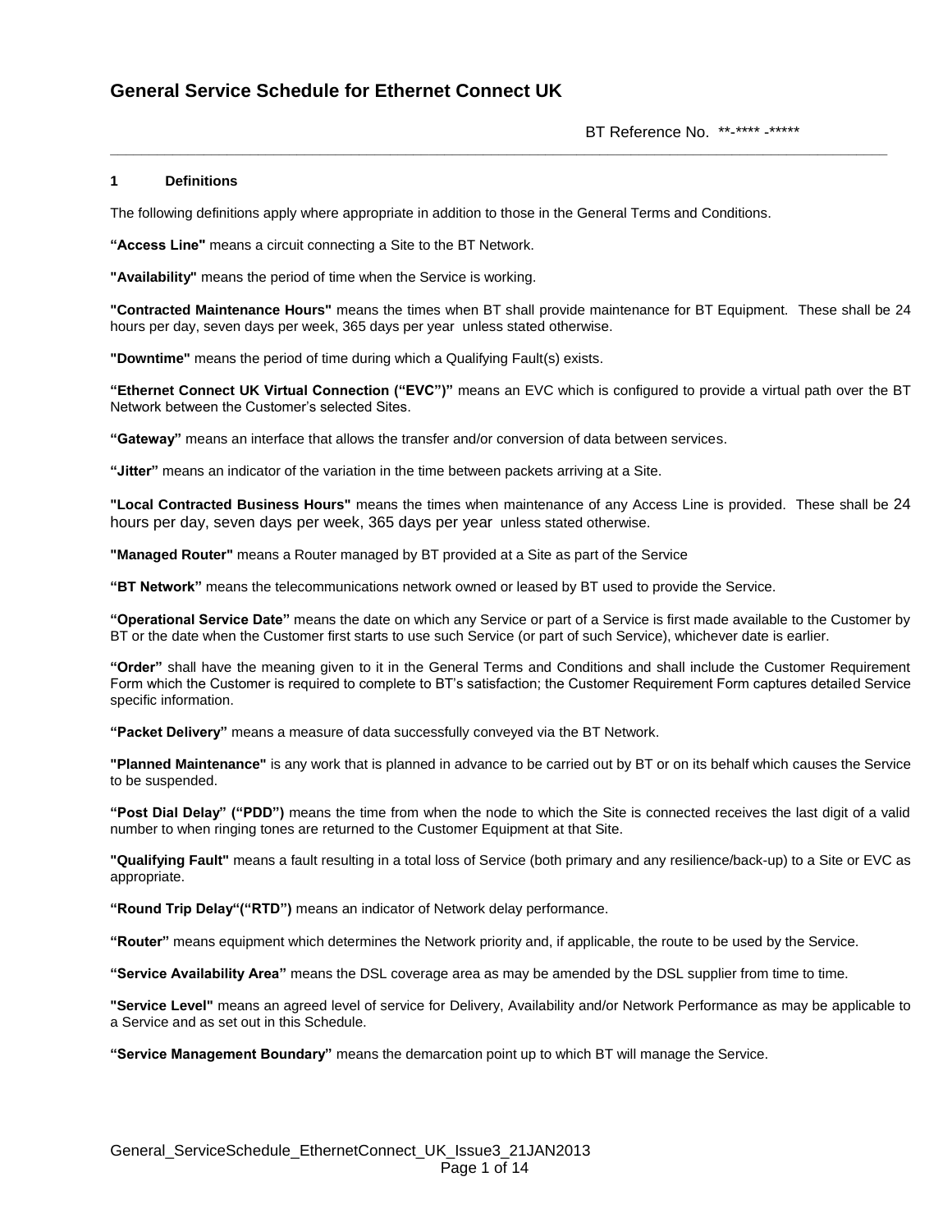# General Service Schedule for Ethernet Connect UK

BT Reference No. **-**** -*****

## 1 Definitions

The following definitions apply where appropriate in addition to those in the General Terms and Conditions.

**"Access Line"** means a circuit connecting a Site to the BT Network.

**"Availability"** means the period of time when the Service is working.

**"Contracted Maintenance Hours"** means the times when BT shall provide maintenance for BT Equipment. These shall be 24 hours per day, seven days per week, 365 days per year unless stated otherwise.

**"Downtime"** means the period of time during which a Qualifying Fault(s) exists.

**"Ethernet Connect UK Virtual Connection ("EVC")"** means an EVC which is configured to provide a virtual path over the BT Network between the Customer's selected Sites.

**"Gateway"** means an interface that allows the transfer and/or conversion of data between services.

**"Jitter"** means an indicator of the variation in the time between packets arriving at a Site.

**"Local Contracted Business Hours"** means the times when maintenance of any Access Line is provided. These shall be 24 hours per day, seven days per week, 365 days per year unless stated otherwise.

**"Managed Router"** means a Router managed by BT provided at a Site as part of the Service

**"BT Network"** means the telecommunications network owned or leased by BT used to provide the Service.

**"Operational Service Date"** means the date on which any Service or part of a Service is first made available to the Customer by BT or the date when the Customer first starts to use such Service (or part of such Service), whichever date is earlier.

**"Order"** shall have the meaning given to it in the General Terms and Conditions and shall include the Customer Requirement Form which the Customer is required to complete to BT's satisfaction; the Customer Requirement Form captures detailed Service specific information.

**"Packet Delivery"** means a measure of data successfully conveyed via the BT Network.

**"Planned Maintenance"** is any work that is planned in advance to be carried out by BT or on its behalf which causes the Service to be suspended.

**"Post Dial Delay" ("PDD")** means the time from when the node to which the Site is connected receives the last digit of a valid number to when ringing tones are returned to the Customer Equipment at that Site.

**"Qualifying Fault"** means a fault resulting in a total loss of Service (both primary and any resilience/back-up) to a Site or EVC as appropriate.

**"Round Trip Delay"("RTD")** means an indicator of Network delay performance.

**"Router"** means equipment which determines the Network priority and, if applicable, the route to be used by the Service.

**"Service Availability Area"** means the DSL coverage area as may be amended by the DSL supplier from time to time.

**"Service Level"** means an agreed level of service for Delivery, Availability and/or Network Performance as may be applicable to a Service and as set out in this Schedule.

**"Service Management Boundary"** means the demarcation point up to which BT will manage the Service.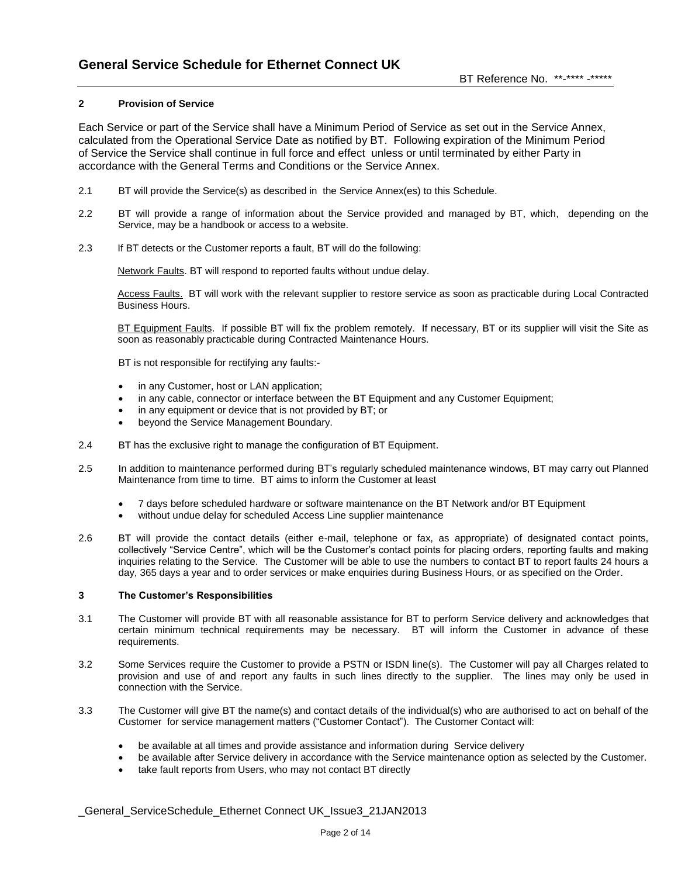## 2 Provision of Service

Each Service or part of the Service shall have a Minimum Period of Service as set out in the Service Annex, calculated from the Operational Service Date as notified by BT. Following expiration of the Minimum Period of Service the Service shall continue in full force and effect unless or until terminated by either Party in accordance with the General Terms and Conditions or the Service Annex.

2.1 BT will provide the Service(s) as described in the Service Annex(es) to this Schedule.

2.2 BT will provide a range of information about the Service provided and managed by BT, which, depending on the Service, may be a handbook or access to a website.

2.3 If BT detects or the Customer reports a fault, BT will do the following:

Network Faults. BT will respond to reported faults without undue delay.

Access Faults. BT will work with the relevant supplier to restore service as soon as practicable during Local Contracted Business Hours.

BT Equipment Faults. If possible BT will fix the problem remotely. If necessary, BT or its supplier will visit the Site as soon as reasonably practicable during Contracted Maintenance Hours.

BT is not responsible for rectifying any faults:-

- in any Customer, host or LAN application;
- in any cable, connector or interface between the BT Equipment and any Customer Equipment;
- in any equipment or device that is not provided by BT; or
- beyond the Service Management Boundary.

2.4 BT has the exclusive right to manage the configuration of BT Equipment.

2.5 In addition to maintenance performed during BT's regularly scheduled maintenance windows, BT may carry out Planned Maintenance from time to time. BT aims to inform the Customer at least

- 7 days before scheduled hardware or software maintenance on the BT Network and/or BT Equipment
- without undue delay for scheduled Access Line supplier maintenance

2.6 BT will provide the contact details (either e-mail, telephone or fax, as appropriate) of designated contact points, collectively "Service Centre", which will be the Customer's contact points for placing orders, reporting faults and making inquiries relating to the Service. The Customer will be able to use the numbers to contact BT to report faults 24 hours a day, 365 days a year and to order services or make enquiries during Business Hours, or as specified on the Order.

## 3 The Customer's Responsibilities

3.1 The Customer will provide BT with all reasonable assistance for BT to perform Service delivery and acknowledges that certain minimum technical requirements may be necessary. BT will inform the Customer in advance of these requirements.

3.2 Some Services require the Customer to provide a PSTN or ISDN line(s). The Customer will pay all Charges related to provision and use of and report any faults in such lines directly to the supplier. The lines may only be used in connection with the Service.

3.3 The Customer will give BT the name(s) and contact details of the individual(s) who are authorised to act on behalf of the Customer for service management matters ("Customer Contact"). The Customer Contact will:

- be available at all times and provide assistance and information during Service delivery
- be available after Service delivery in accordance with the Service maintenance option as selected by the Customer.
- take fault reports from Users, who may not contact BT directly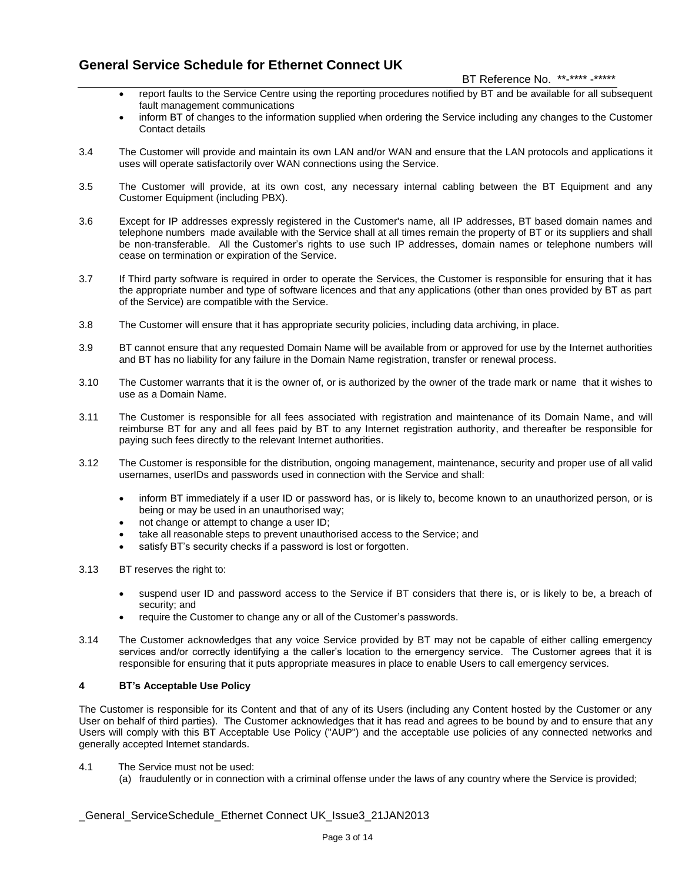- report faults to the Service Centre using the reporting procedures notified by BT and be available for all subsequent fault management communications
- inform BT of changes to the information supplied when ordering the Service including any changes to the Customer Contact details

3.4 The Customer will provide and maintain its own LAN and/or WAN and ensure that the LAN protocols and applications it uses will operate satisfactorily over WAN connections using the Service.

3.5 The Customer will provide, at its own cost, any necessary internal cabling between the BT Equipment and any Customer Equipment (including PBX).

3.6 Except for IP addresses expressly registered in the Customer's name, all IP addresses, BT based domain names and telephone numbers made available with the Service shall at all times remain the property of BT or its suppliers and shall be non-transferable. All the Customer's rights to use such IP addresses, domain names or telephone numbers will cease on termination or expiration of the Service.

3.7 If Third party software is required in order to operate the Services, the Customer is responsible for ensuring that it has the appropriate number and type of software licences and that any applications (other than ones provided by BT as part of the Service) are compatible with the Service.

3.8 The Customer will ensure that it has appropriate security policies, including data archiving, in place.

3.9 BT cannot ensure that any requested Domain Name will be available from or approved for use by the Internet authorities and BT has no liability for any failure in the Domain Name registration, transfer or renewal process.

3.10 The Customer warrants that it is the owner of, or is authorized by the owner of the trade mark or name that it wishes to use as a Domain Name.

3.11 The Customer is responsible for all fees associated with registration and maintenance of its Domain Name, and will reimburse BT for any and all fees paid by BT to any Internet registration authority, and thereafter be responsible for paying such fees directly to the relevant Internet authorities.

3.12 The Customer is responsible for the distribution, ongoing management, maintenance, security and proper use of all valid usernames, userIDs and passwords used in connection with the Service and shall:

- inform BT immediately if a user ID or password has, or is likely to, become known to an unauthorized person, or is being or may be used in an unauthorised way;
- not change or attempt to change a user ID;
- take all reasonable steps to prevent unauthorised access to the Service; and
- satisfy BT's security checks if a password is lost or forgotten.

3.13 BT reserves the right to:

- suspend user ID and password access to the Service if BT considers that there is, or is likely to be, a breach of security; and
- require the Customer to change any or all of the Customer's passwords.

3.14 The Customer acknowledges that any voice Service provided by BT may not be capable of either calling emergency services and/or correctly identifying a the caller's location to the emergency service. The Customer agrees that it is responsible for ensuring that it puts appropriate measures in place to enable Users to call emergency services.

## 4 BT's Acceptable Use Policy

The Customer is responsible for its Content and that of any of its Users (including any Content hosted by the Customer or any User on behalf of third parties). The Customer acknowledges that it has read and agrees to be bound by and to ensure that any Users will comply with this BT Acceptable Use Policy ("AUP") and the acceptable use policies of any connected networks and generally accepted Internet standards.

4.1 The Service must not be used:

(a) fraudulently or in connection with a criminal offense under the laws of any country where the Service is provided;

_General_ServiceSchedule_Ethernet Connect UK_Issue3_21JAN2013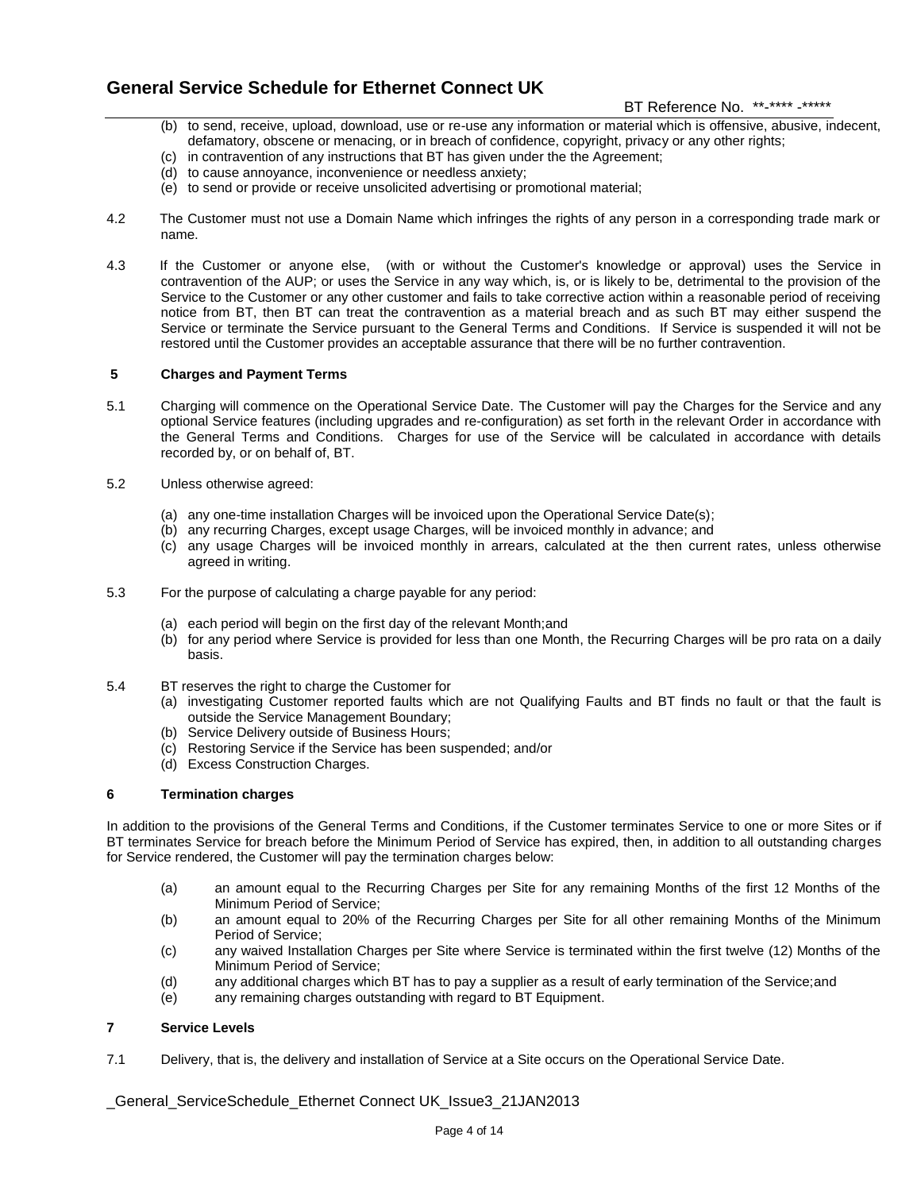(b) to send, receive, upload, download, use or re-use any information or material which is offensive, abusive, indecent, defamatory, obscene or menacing, or in breach of confidence, copyright, privacy or any other rights;
(c) in contravention of any instructions that BT has given under the the Agreement;
(d) to cause annoyance, inconvenience or needless anxiety;
(e) to send or provide or receive unsolicited advertising or promotional material;

4.2 The Customer must not use a Domain Name which infringes the rights of any person in a corresponding trade mark or name.

4.3 If the Customer or anyone else, (with or without the Customer's knowledge or approval) uses the Service in contravention of the AUP; or uses the Service in any way which, is, or is likely to be, detrimental to the provision of the Service to the Customer or any other customer and fails to take corrective action within a reasonable period of receiving notice from BT, then BT can treat the contravention as a material breach and as such BT may either suspend the Service or terminate the Service pursuant to the General Terms and Conditions. If Service is suspended it will not be restored until the Customer provides an acceptable assurance that there will be no further contravention.

## 5 Charges and Payment Terms

5.1 Charging will commence on the Operational Service Date. The Customer will pay the Charges for the Service and any optional Service features (including upgrades and re-configuration) as set forth in the relevant Order in accordance with the General Terms and Conditions. Charges for use of the Service will be calculated in accordance with details recorded by, or on behalf of, BT.

5.2 Unless otherwise agreed:

(a) any one-time installation Charges will be invoiced upon the Operational Service Date(s);
(b) any recurring Charges, except usage Charges, will be invoiced monthly in advance; and
(c) any usage Charges will be invoiced monthly in arrears, calculated at the then current rates, unless otherwise agreed in writing.

5.3 For the purpose of calculating a charge payable for any period:

(a) each period will begin on the first day of the relevant Month;and
(b) for any period where Service is provided for less than one Month, the Recurring Charges will be pro rata on a daily basis.

5.4 BT reserves the right to charge the Customer for
(a) investigating Customer reported faults which are not Qualifying Faults and BT finds no fault or that the fault is outside the Service Management Boundary;
(b) Service Delivery outside of Business Hours;
(c) Restoring Service if the Service has been suspended; and/or
(d) Excess Construction Charges.

## 6 Termination charges

In addition to the provisions of the General Terms and Conditions, if the Customer terminates Service to one or more Sites or if BT terminates Service for breach before the Minimum Period of Service has expired, then, in addition to all outstanding charges for Service rendered, the Customer will pay the termination charges below:

(a) an amount equal to the Recurring Charges per Site for any remaining Months of the first 12 Months of the Minimum Period of Service;
(b) an amount equal to 20% of the Recurring Charges per Site for all other remaining Months of the Minimum Period of Service;
(c) any waived Installation Charges per Site where Service is terminated within the first twelve (12) Months of the Minimum Period of Service;
(d) any additional charges which BT has to pay a supplier as a result of early termination of the Service;and
(e) any remaining charges outstanding with regard to BT Equipment.

## 7 Service Levels

7.1 Delivery, that is, the delivery and installation of Service at a Site occurs on the Operational Service Date.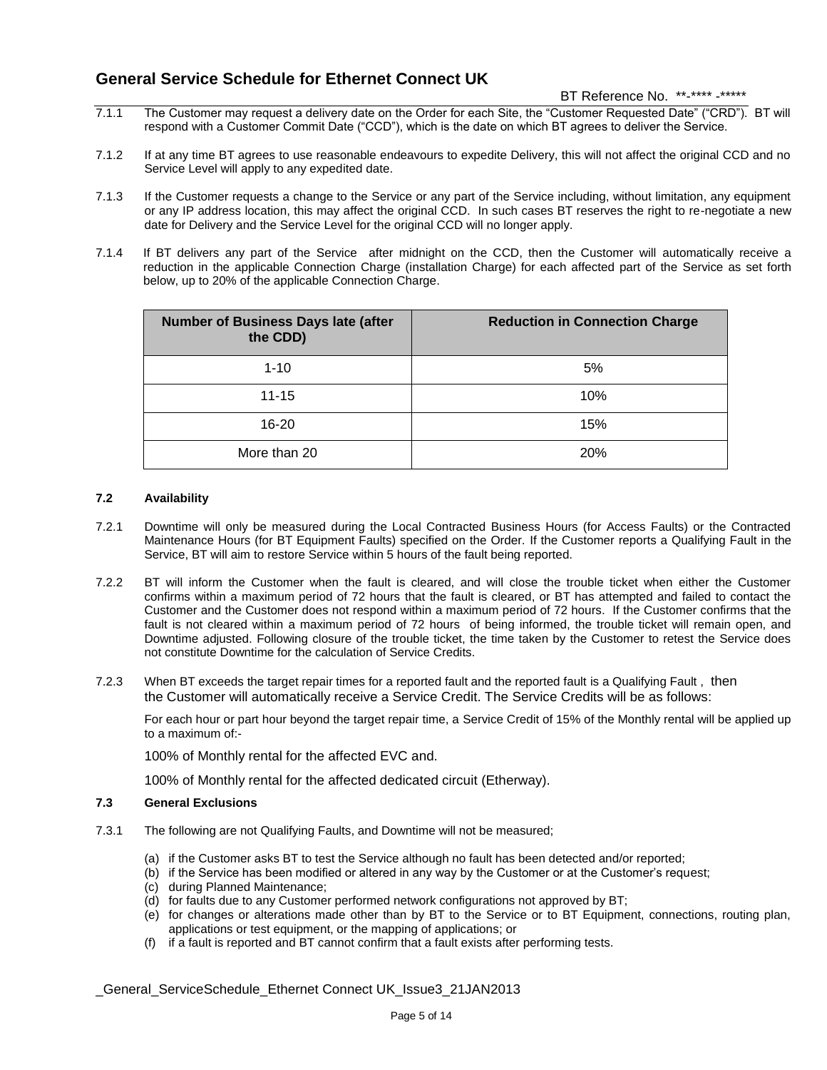7.1.1 The Customer may request a delivery date on the Order for each Site, the "Customer Requested Date" ("CRD"). BT will respond with a Customer Commit Date ("CCD"), which is the date on which BT agrees to deliver the Service.

7.1.2 If at any time BT agrees to use reasonable endeavours to expedite Delivery, this will not affect the original CCD and no Service Level will apply to any expedited date.

7.1.3 If the Customer requests a change to the Service or any part of the Service including, without limitation, any equipment or any IP address location, this may affect the original CCD. In such cases BT reserves the right to re-negotiate a new date for Delivery and the Service Level for the original CCD will no longer apply.

7.1.4 If BT delivers any part of the Service after midnight on the CCD, then the Customer will automatically receive a reduction in the applicable Connection Charge (installation Charge) for each affected part of the Service as set forth below, up to 20% of the applicable Connection Charge.

| Number of Business Days late (after the CDD) | Reduction in Connection Charge |
|---|---|
| 1-10 | 5% |
| 11-15 | 10% |
| 16-20 | 15% |
| More than 20 | 20% |

### 7.2 Availability

7.2.1 Downtime will only be measured during the Local Contracted Business Hours (for Access Faults) or the Contracted Maintenance Hours (for BT Equipment Faults) specified on the Order. If the Customer reports a Qualifying Fault in the Service, BT will aim to restore Service within 5 hours of the fault being reported.

7.2.2 BT will inform the Customer when the fault is cleared, and will close the trouble ticket when either the Customer confirms within a maximum period of 72 hours that the fault is cleared, or BT has attempted and failed to contact the Customer and the Customer does not respond within a maximum period of 72 hours. If the Customer confirms that the fault is not cleared within a maximum period of 72 hours of being informed, the trouble ticket will remain open, and Downtime adjusted. Following closure of the trouble ticket, the time taken by the Customer to retest the Service does not constitute Downtime for the calculation of Service Credits.

7.2.3 When BT exceeds the target repair times for a reported fault and the reported fault is a Qualifying Fault , then the Customer will automatically receive a Service Credit. The Service Credits will be as follows:

For each hour or part hour beyond the target repair time, a Service Credit of 15% of the Monthly rental will be applied up to a maximum of:-

100% of Monthly rental for the affected EVC and.

100% of Monthly rental for the affected dedicated circuit (Etherway).

### 7.3 General Exclusions

7.3.1 The following are not Qualifying Faults, and Downtime will not be measured;

(a) if the Customer asks BT to test the Service although no fault has been detected and/or reported;
(b) if the Service has been modified or altered in any way by the Customer or at the Customer's request;
(c) during Planned Maintenance;
(d) for faults due to any Customer performed network configurations not approved by BT;
(e) for changes or alterations made other than by BT to the Service or to BT Equipment, connections, routing plan, applications or test equipment, or the mapping of applications; or
(f) if a fault is reported and BT cannot confirm that a fault exists after performing tests.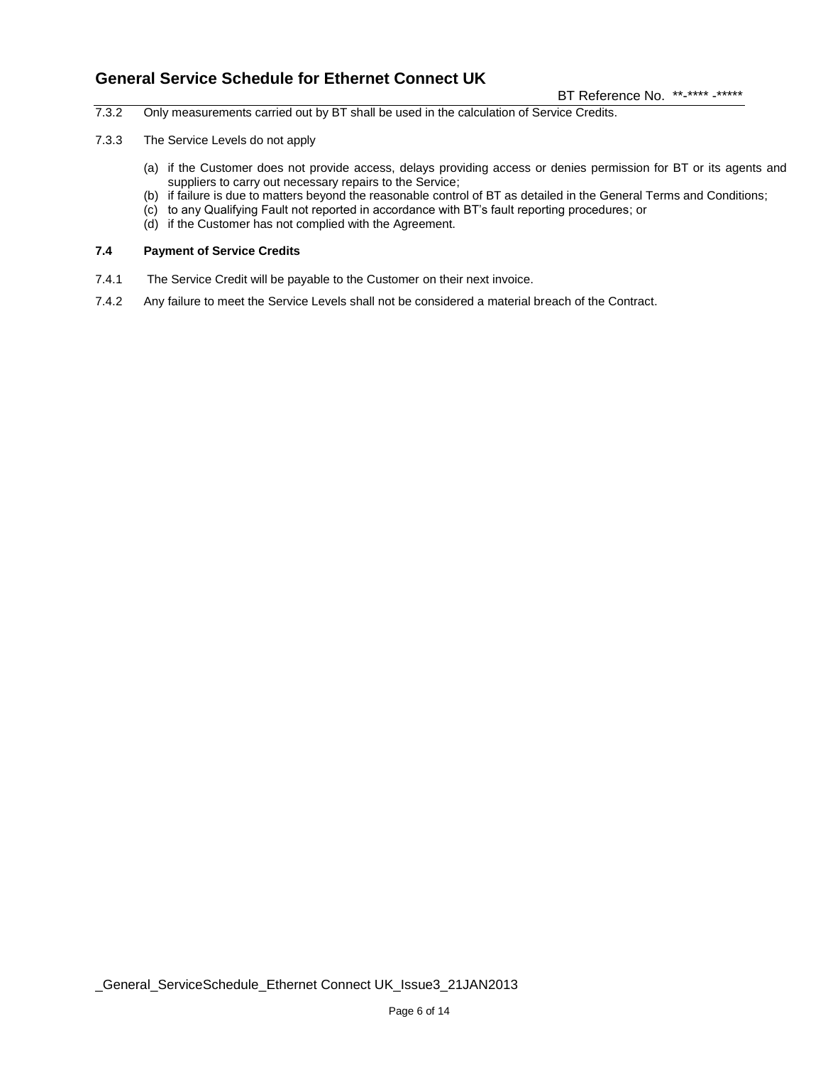7.3.2 Only measurements carried out by BT shall be used in the calculation of Service Credits.

7.3.3 The Service Levels do not apply

(a) if the Customer does not provide access, delays providing access or denies permission for BT or its agents and suppliers to carry out necessary repairs to the Service;
(b) if failure is due to matters beyond the reasonable control of BT as detailed in the General Terms and Conditions;
(c) to any Qualifying Fault not reported in accordance with BT's fault reporting procedures; or
(d) if the Customer has not complied with the Agreement.

### 7.4 Payment of Service Credits

7.4.1 The Service Credit will be payable to the Customer on their next invoice.

7.4.2 Any failure to meet the Service Levels shall not be considered a material breach of the Contract.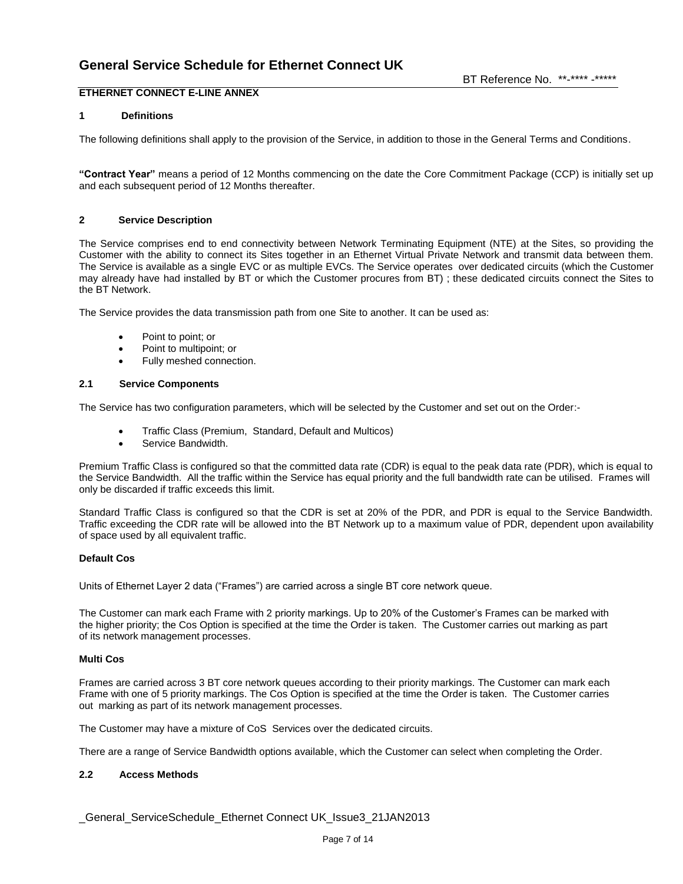## ETHERNET CONNECT E-LINE ANNEX

### 1 Definitions

The following definitions shall apply to the provision of the Service, in addition to those in the General Terms and Conditions.

**"Contract Year"** means a period of 12 Months commencing on the date the Core Commitment Package (CCP) is initially set up and each subsequent period of 12 Months thereafter.

### 2 Service Description

The Service comprises end to end connectivity between Network Terminating Equipment (NTE) at the Sites, so providing the Customer with the ability to connect its Sites together in an Ethernet Virtual Private Network and transmit data between them. The Service is available as a single EVC or as multiple EVCs. The Service operates over dedicated circuits (which the Customer may already have had installed by BT or which the Customer procures from BT) ; these dedicated circuits connect the Sites to the BT Network.

The Service provides the data transmission path from one Site to another. It can be used as:

- Point to point; or
- Point to multipoint; or
- Fully meshed connection.

### 2.1 Service Components

The Service has two configuration parameters, which will be selected by the Customer and set out on the Order:-

- Traffic Class (Premium, Standard, Default and Multicos)
- Service Bandwidth.

Premium Traffic Class is configured so that the committed data rate (CDR) is equal to the peak data rate (PDR), which is equal to the Service Bandwidth. All the traffic within the Service has equal priority and the full bandwidth rate can be utilised. Frames will only be discarded if traffic exceeds this limit.

Standard Traffic Class is configured so that the CDR is set at 20% of the PDR, and PDR is equal to the Service Bandwidth. Traffic exceeding the CDR rate will be allowed into the BT Network up to a maximum value of PDR, dependent upon availability of space used by all equivalent traffic.

**Default Cos**

Units of Ethernet Layer 2 data ("Frames") are carried across a single BT core network queue.

The Customer can mark each Frame with 2 priority markings. Up to 20% of the Customer's Frames can be marked with the higher priority; the Cos Option is specified at the time the Order is taken. The Customer carries out marking as part of its network management processes.

**Multi Cos**

Frames are carried across 3 BT core network queues according to their priority markings. The Customer can mark each Frame with one of 5 priority markings. The Cos Option is specified at the time the Order is taken. The Customer carries out marking as part of its network management processes.

The Customer may have a mixture of CoS Services over the dedicated circuits.

There are a range of Service Bandwidth options available, which the Customer can select when completing the Order.

### 2.2 Access Methods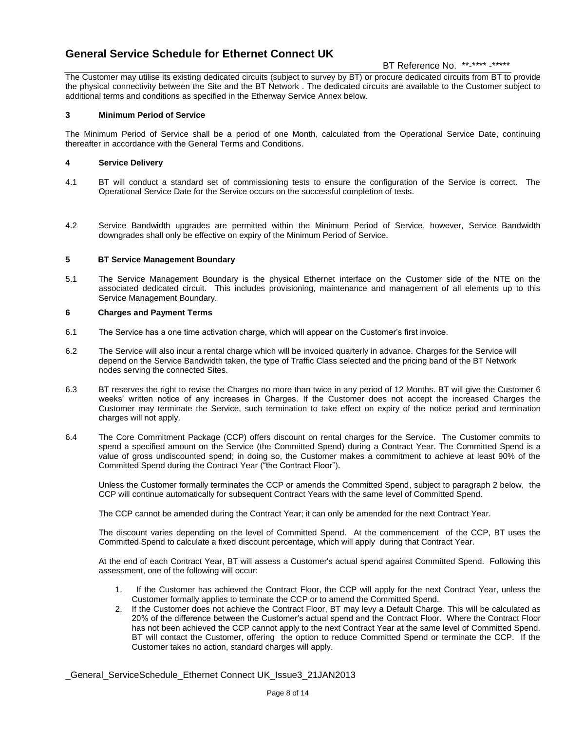The Customer may utilise its existing dedicated circuits (subject to survey by BT) or procure dedicated circuits from BT to provide the physical connectivity between the Site and the BT Network . The dedicated circuits are available to the Customer subject to additional terms and conditions as specified in the Etherway Service Annex below.

### 3 Minimum Period of Service

The Minimum Period of Service shall be a period of one Month, calculated from the Operational Service Date, continuing thereafter in accordance with the General Terms and Conditions.

### 4 Service Delivery

4.1 BT will conduct a standard set of commissioning tests to ensure the configuration of the Service is correct. The Operational Service Date for the Service occurs on the successful completion of tests.

4.2 Service Bandwidth upgrades are permitted within the Minimum Period of Service, however, Service Bandwidth downgrades shall only be effective on expiry of the Minimum Period of Service.

### 5 BT Service Management Boundary

5.1 The Service Management Boundary is the physical Ethernet interface on the Customer side of the NTE on the associated dedicated circuit. This includes provisioning, maintenance and management of all elements up to this Service Management Boundary.

### 6 Charges and Payment Terms

6.1 The Service has a one time activation charge, which will appear on the Customer's first invoice.

6.2 The Service will also incur a rental charge which will be invoiced quarterly in advance. Charges for the Service will depend on the Service Bandwidth taken, the type of Traffic Class selected and the pricing band of the BT Network nodes serving the connected Sites.

6.3 BT reserves the right to revise the Charges no more than twice in any period of 12 Months. BT will give the Customer 6 weeks' written notice of any increases in Charges. If the Customer does not accept the increased Charges the Customer may terminate the Service, such termination to take effect on expiry of the notice period and termination charges will not apply.

6.4 The Core Commitment Package (CCP) offers discount on rental charges for the Service. The Customer commits to spend a specified amount on the Service (the Committed Spend) during a Contract Year. The Committed Spend is a value of gross undiscounted spend; in doing so, the Customer makes a commitment to achieve at least 90% of the Committed Spend during the Contract Year ("the Contract Floor").

Unless the Customer formally terminates the CCP or amends the Committed Spend, subject to paragraph 2 below, the CCP will continue automatically for subsequent Contract Years with the same level of Committed Spend.

The CCP cannot be amended during the Contract Year; it can only be amended for the next Contract Year.

The discount varies depending on the level of Committed Spend. At the commencement of the CCP, BT uses the Committed Spend to calculate a fixed discount percentage, which will apply during that Contract Year.

At the end of each Contract Year, BT will assess a Customer's actual spend against Committed Spend. Following this assessment, one of the following will occur:

1. If the Customer has achieved the Contract Floor, the CCP will apply for the next Contract Year, unless the Customer formally applies to terminate the CCP or to amend the Committed Spend.
2. If the Customer does not achieve the Contract Floor, BT may levy a Default Charge. This will be calculated as 20% of the difference between the Customer's actual spend and the Contract Floor. Where the Contract Floor has not been achieved the CCP cannot apply to the next Contract Year at the same level of Committed Spend. BT will contact the Customer, offering the option to reduce Committed Spend or terminate the CCP. If the Customer takes no action, standard charges will apply.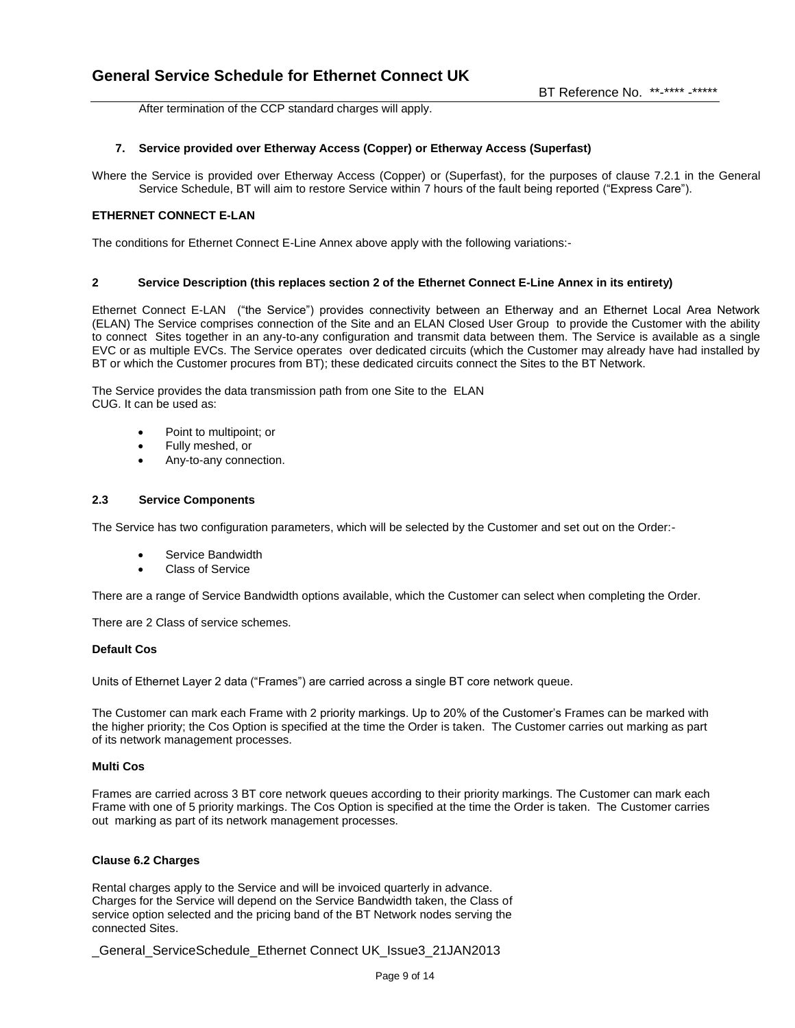After termination of the CCP standard charges will apply.

### 7. Service provided over Etherway Access (Copper) or Etherway Access (Superfast)

Where the Service is provided over Etherway Access (Copper) or (Superfast), for the purposes of clause 7.2.1 in the General Service Schedule, BT will aim to restore Service within 7 hours of the fault being reported ("Express Care").

## ETHERNET CONNECT E-LAN

The conditions for Ethernet Connect E-Line Annex above apply with the following variations:-

### 2 Service Description (this replaces section 2 of the Ethernet Connect E-Line Annex in its entirety)

Ethernet Connect E-LAN ("the Service") provides connectivity between an Etherway and an Ethernet Local Area Network (ELAN) The Service comprises connection of the Site and an ELAN Closed User Group to provide the Customer with the ability to connect Sites together in an any-to-any configuration and transmit data between them. The Service is available as a single EVC or as multiple EVCs. The Service operates over dedicated circuits (which the Customer may already have had installed by BT or which the Customer procures from BT); these dedicated circuits connect the Sites to the BT Network.

The Service provides the data transmission path from one Site to the ELAN CUG. It can be used as:

- Point to multipoint; or
- Fully meshed, or
- Any-to-any connection.

### 2.3 Service Components

The Service has two configuration parameters, which will be selected by the Customer and set out on the Order:-

- Service Bandwidth
- Class of Service

There are a range of Service Bandwidth options available, which the Customer can select when completing the Order.

There are 2 Class of service schemes.

**Default Cos**

Units of Ethernet Layer 2 data ("Frames") are carried across a single BT core network queue.

The Customer can mark each Frame with 2 priority markings. Up to 20% of the Customer's Frames can be marked with the higher priority; the Cos Option is specified at the time the Order is taken. The Customer carries out marking as part of its network management processes.

**Multi Cos**

Frames are carried across 3 BT core network queues according to their priority markings. The Customer can mark each Frame with one of 5 priority markings. The Cos Option is specified at the time the Order is taken. The Customer carries out marking as part of its network management processes.

**Clause 6.2 Charges**

Rental charges apply to the Service and will be invoiced quarterly in advance. Charges for the Service will depend on the Service Bandwidth taken, the Class of service option selected and the pricing band of the BT Network nodes serving the connected Sites.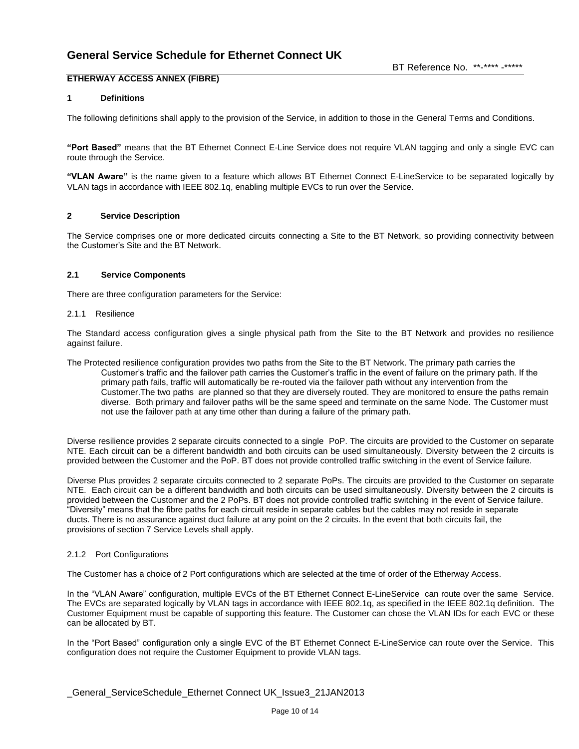## ETHERWAY ACCESS ANNEX (FIBRE)

### 1 Definitions

The following definitions shall apply to the provision of the Service, in addition to those in the General Terms and Conditions.

**"Port Based"** means that the BT Ethernet Connect E-Line Service does not require VLAN tagging and only a single EVC can route through the Service.

**"VLAN Aware"** is the name given to a feature which allows BT Ethernet Connect E-LineService to be separated logically by VLAN tags in accordance with IEEE 802.1q, enabling multiple EVCs to run over the Service.

### 2 Service Description

The Service comprises one or more dedicated circuits connecting a Site to the BT Network, so providing connectivity between the Customer's Site and the BT Network.

#### 2.1 Service Components

There are three configuration parameters for the Service:

2.1.1 Resilience

The Standard access configuration gives a single physical path from the Site to the BT Network and provides no resilience against failure.

The Protected resilience configuration provides two paths from the Site to the BT Network. The primary path carries the Customer's traffic and the failover path carries the Customer's traffic in the event of failure on the primary path. If the primary path fails, traffic will automatically be re-routed via the failover path without any intervention from the Customer.The two paths are planned so that they are diversely routed. They are monitored to ensure the paths remain diverse. Both primary and failover paths will be the same speed and terminate on the same Node. The Customer must not use the failover path at any time other than during a failure of the primary path.

Diverse resilience provides 2 separate circuits connected to a single PoP. The circuits are provided to the Customer on separate NTE. Each circuit can be a different bandwidth and both circuits can be used simultaneously. Diversity between the 2 circuits is provided between the Customer and the PoP. BT does not provide controlled traffic switching in the event of Service failure.

Diverse Plus provides 2 separate circuits connected to 2 separate PoPs. The circuits are provided to the Customer on separate NTE. Each circuit can be a different bandwidth and both circuits can be used simultaneously. Diversity between the 2 circuits is provided between the Customer and the 2 PoPs. BT does not provide controlled traffic switching in the event of Service failure. "Diversity" means that the fibre paths for each circuit reside in separate cables but the cables may not reside in separate ducts. There is no assurance against duct failure at any point on the 2 circuits. In the event that both circuits fail, the provisions of section 7 Service Levels shall apply.

2.1.2 Port Configurations

The Customer has a choice of 2 Port configurations which are selected at the time of order of the Etherway Access.

In the "VLAN Aware" configuration, multiple EVCs of the BT Ethernet Connect E-LineService can route over the same Service. The EVCs are separated logically by VLAN tags in accordance with IEEE 802.1q, as specified in the IEEE 802.1q definition. The Customer Equipment must be capable of supporting this feature. The Customer can chose the VLAN IDs for each EVC or these can be allocated by BT.

In the "Port Based" configuration only a single EVC of the BT Ethernet Connect E-LineService can route over the Service. This configuration does not require the Customer Equipment to provide VLAN tags.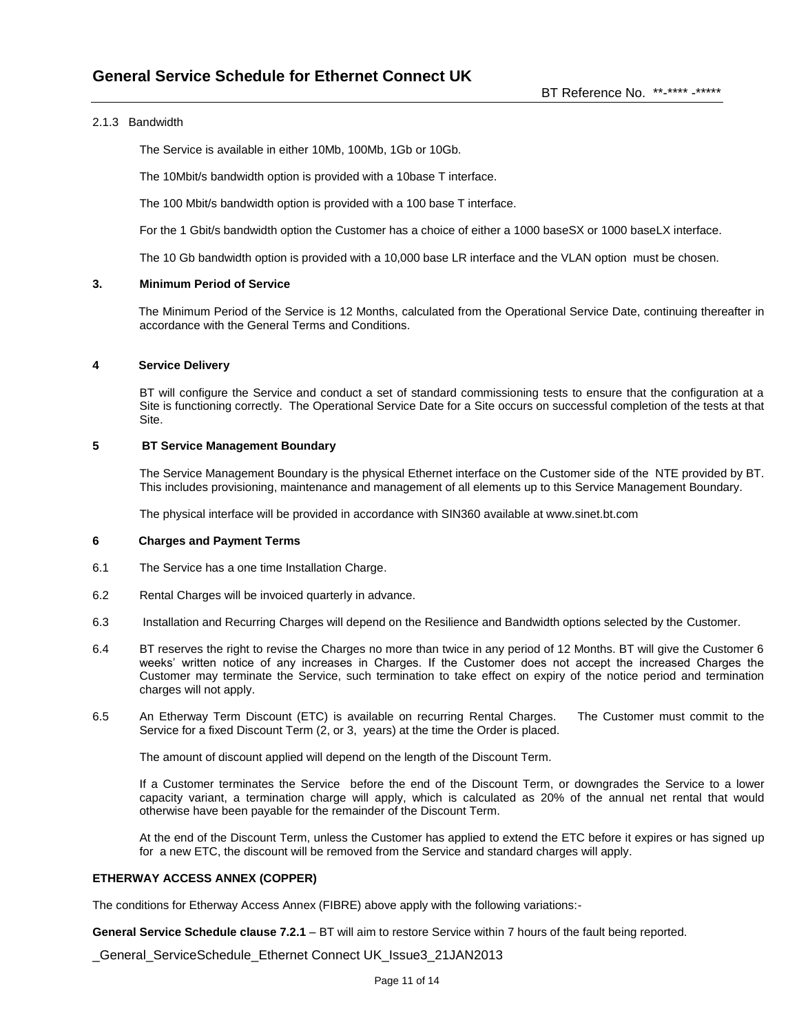2.1.3 Bandwidth

The Service is available in either 10Mb, 100Mb, 1Gb or 10Gb.

The 10Mbit/s bandwidth option is provided with a 10base T interface.

The 100 Mbit/s bandwidth option is provided with a 100 base T interface.

For the 1 Gbit/s bandwidth option the Customer has a choice of either a 1000 baseSX or 1000 baseLX interface.

The 10 Gb bandwidth option is provided with a 10,000 base LR interface and the VLAN option must be chosen.

### 3. Minimum Period of Service

The Minimum Period of the Service is 12 Months, calculated from the Operational Service Date, continuing thereafter in accordance with the General Terms and Conditions.

### 4 Service Delivery

BT will configure the Service and conduct a set of standard commissioning tests to ensure that the configuration at a Site is functioning correctly. The Operational Service Date for a Site occurs on successful completion of the tests at that Site.

### 5 BT Service Management Boundary

The Service Management Boundary is the physical Ethernet interface on the Customer side of the NTE provided by BT. This includes provisioning, maintenance and management of all elements up to this Service Management Boundary.

The physical interface will be provided in accordance with SIN360 available at www.sinet.bt.com

### 6 Charges and Payment Terms

6.1 The Service has a one time Installation Charge.

6.2 Rental Charges will be invoiced quarterly in advance.

6.3 Installation and Recurring Charges will depend on the Resilience and Bandwidth options selected by the Customer.

6.4 BT reserves the right to revise the Charges no more than twice in any period of 12 Months. BT will give the Customer 6 weeks' written notice of any increases in Charges. If the Customer does not accept the increased Charges the Customer may terminate the Service, such termination to take effect on expiry of the notice period and termination charges will not apply.

6.5 An Etherway Term Discount (ETC) is available on recurring Rental Charges. The Customer must commit to the Service for a fixed Discount Term (2, or 3, years) at the time the Order is placed.

The amount of discount applied will depend on the length of the Discount Term.

If a Customer terminates the Service before the end of the Discount Term, or downgrades the Service to a lower capacity variant, a termination charge will apply, which is calculated as 20% of the annual net rental that would otherwise have been payable for the remainder of the Discount Term.

At the end of the Discount Term, unless the Customer has applied to extend the ETC before it expires or has signed up for a new ETC, the discount will be removed from the Service and standard charges will apply.

**ETHERWAY ACCESS ANNEX (COPPER)**

The conditions for Etherway Access Annex (FIBRE) above apply with the following variations:-

**General Service Schedule clause 7.2.1** – BT will aim to restore Service within 7 hours of the fault being reported.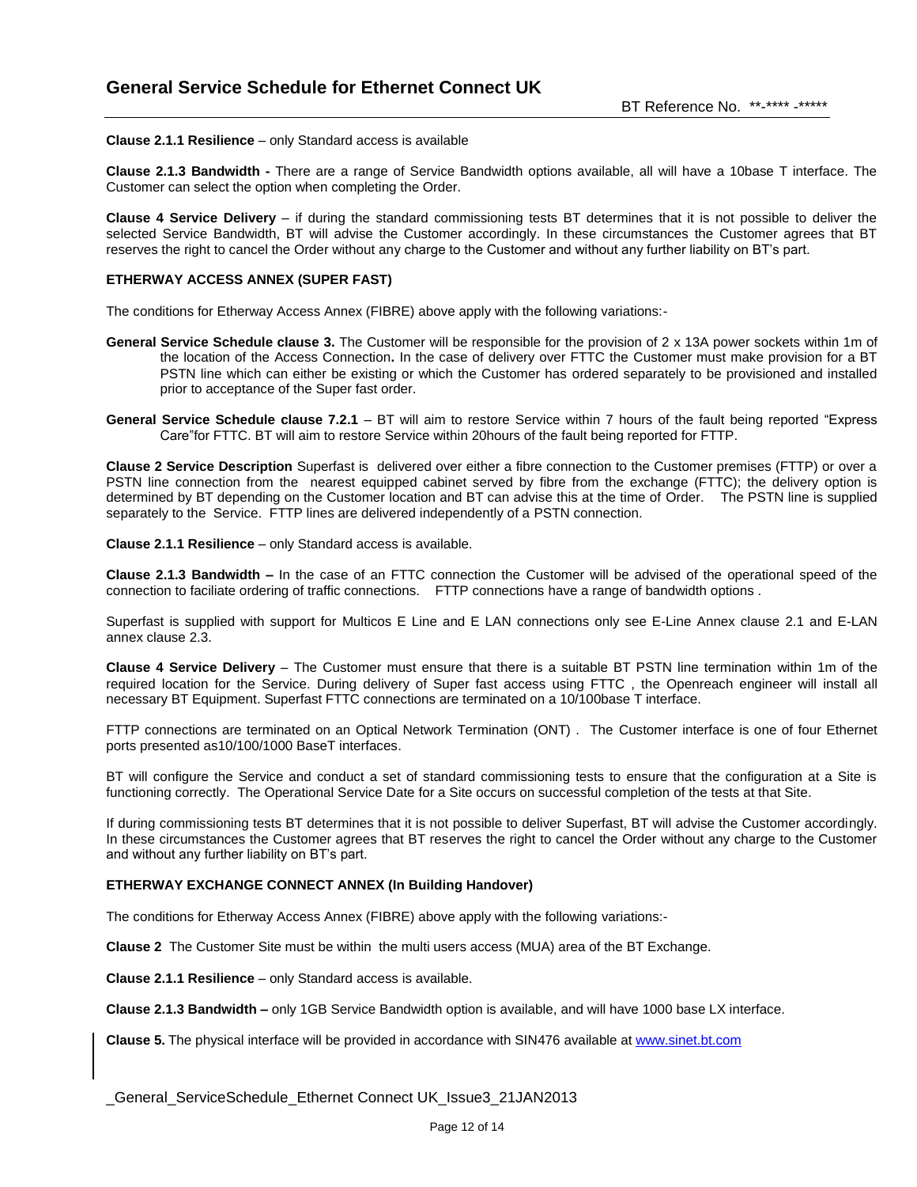**Clause 2.1.1 Resilience** – only Standard access is available

**Clause 2.1.3 Bandwidth -** There are a range of Service Bandwidth options available, all will have a 10base T interface. The Customer can select the option when completing the Order.

**Clause 4 Service Delivery** – if during the standard commissioning tests BT determines that it is not possible to deliver the selected Service Bandwidth, BT will advise the Customer accordingly. In these circumstances the Customer agrees that BT reserves the right to cancel the Order without any charge to the Customer and without any further liability on BT's part.

**ETHERWAY ACCESS ANNEX (SUPER FAST)**

The conditions for Etherway Access Annex (FIBRE) above apply with the following variations:-

**General Service Schedule clause 3.** The Customer will be responsible for the provision of 2 x 13A power sockets within 1m of the location of the Access Connection**.** In the case of delivery over FTTC the Customer must make provision for a BT PSTN line which can either be existing or which the Customer has ordered separately to be provisioned and installed prior to acceptance of the Super fast order.

**General Service Schedule clause 7.2.1** – BT will aim to restore Service within 7 hours of the fault being reported "Express Care"for FTTC. BT will aim to restore Service within 20hours of the fault being reported for FTTP.

**Clause 2 Service Description** Superfast is delivered over either a fibre connection to the Customer premises (FTTP) or over a PSTN line connection from the nearest equipped cabinet served by fibre from the exchange (FTTC); the delivery option is determined by BT depending on the Customer location and BT can advise this at the time of Order. The PSTN line is supplied separately to the Service. FTTP lines are delivered independently of a PSTN connection.

**Clause 2.1.1 Resilience** – only Standard access is available.

**Clause 2.1.3 Bandwidth –** In the case of an FTTC connection the Customer will be advised of the operational speed of the connection to faciliate ordering of traffic connections. FTTP connections have a range of bandwidth options .

Superfast is supplied with support for Multicos E Line and E LAN connections only see E-Line Annex clause 2.1 and E-LAN annex clause 2.3.

**Clause 4 Service Delivery** – The Customer must ensure that there is a suitable BT PSTN line termination within 1m of the required location for the Service. During delivery of Super fast access using FTTC , the Openreach engineer will install all necessary BT Equipment. Superfast FTTC connections are terminated on a 10/100base T interface.

FTTP connections are terminated on an Optical Network Termination (ONT) . The Customer interface is one of four Ethernet ports presented as10/100/1000 BaseT interfaces.

BT will configure the Service and conduct a set of standard commissioning tests to ensure that the configuration at a Site is functioning correctly. The Operational Service Date for a Site occurs on successful completion of the tests at that Site.

If during commissioning tests BT determines that it is not possible to deliver Superfast, BT will advise the Customer accordingly. In these circumstances the Customer agrees that BT reserves the right to cancel the Order without any charge to the Customer and without any further liability on BT's part.

**ETHERWAY EXCHANGE CONNECT ANNEX (In Building Handover)**

The conditions for Etherway Access Annex (FIBRE) above apply with the following variations:-

**Clause 2** The Customer Site must be within the multi users access (MUA) area of the BT Exchange.

**Clause 2.1.1 Resilience** – only Standard access is available.

**Clause 2.1.3 Bandwidth –** only 1GB Service Bandwidth option is available, and will have 1000 base LX interface.

**Clause 5.** The physical interface will be provided in accordance with SIN476 available at www.sinet.bt.com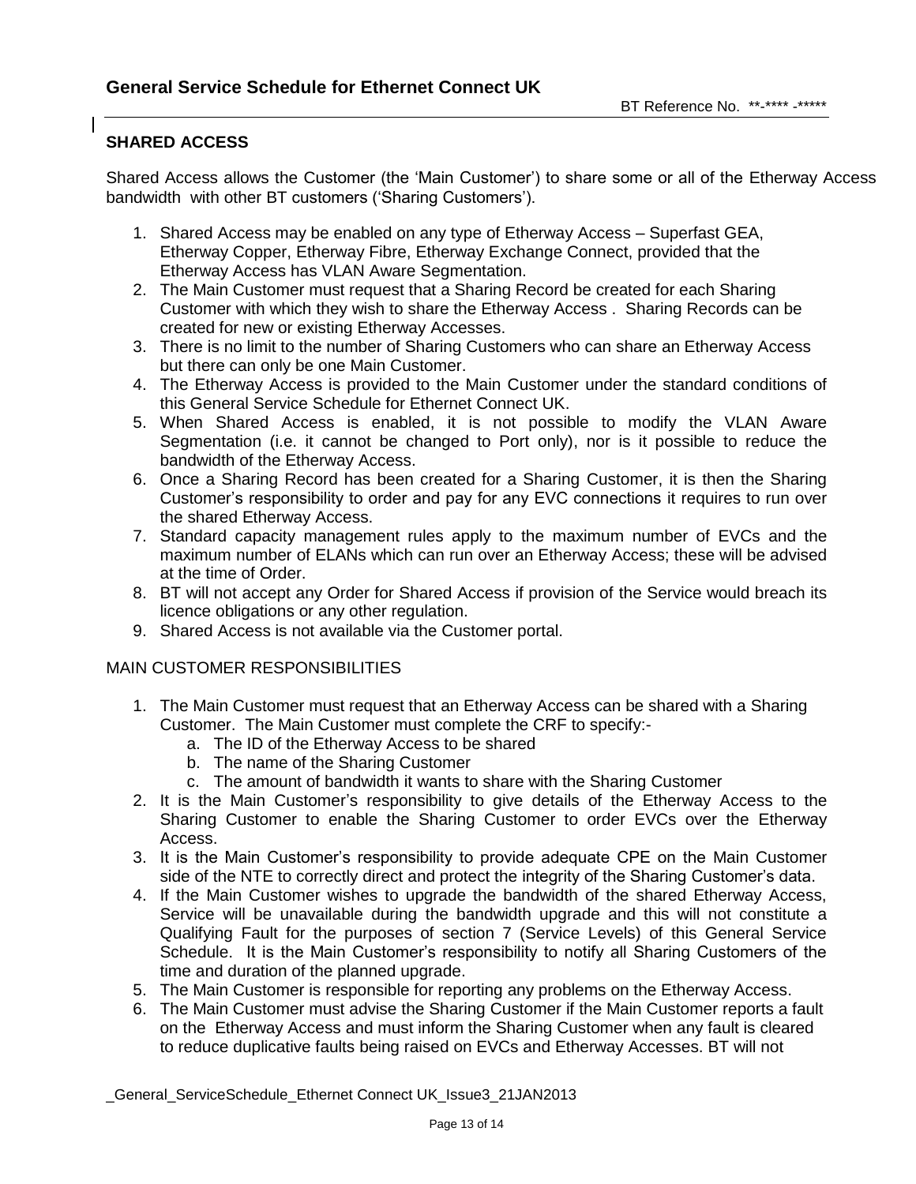## SHARED ACCESS

Shared Access allows the Customer (the 'Main Customer') to share some or all of the Etherway Access bandwidth with other BT customers ('Sharing Customers').

1. Shared Access may be enabled on any type of Etherway Access – Superfast GEA, Etherway Copper, Etherway Fibre, Etherway Exchange Connect, provided that the Etherway Access has VLAN Aware Segmentation.
2. The Main Customer must request that a Sharing Record be created for each Sharing Customer with which they wish to share the Etherway Access . Sharing Records can be created for new or existing Etherway Accesses.
3. There is no limit to the number of Sharing Customers who can share an Etherway Access but there can only be one Main Customer.
4. The Etherway Access is provided to the Main Customer under the standard conditions of this General Service Schedule for Ethernet Connect UK.
5. When Shared Access is enabled, it is not possible to modify the VLAN Aware Segmentation (i.e. it cannot be changed to Port only), nor is it possible to reduce the bandwidth of the Etherway Access.
6. Once a Sharing Record has been created for a Sharing Customer, it is then the Sharing Customer's responsibility to order and pay for any EVC connections it requires to run over the shared Etherway Access.
7. Standard capacity management rules apply to the maximum number of EVCs and the maximum number of ELANs which can run over an Etherway Access; these will be advised at the time of Order.
8. BT will not accept any Order for Shared Access if provision of the Service would breach its licence obligations or any other regulation.
9. Shared Access is not available via the Customer portal.

MAIN CUSTOMER RESPONSIBILITIES

1. The Main Customer must request that an Etherway Access can be shared with a Sharing Customer. The Main Customer must complete the CRF to specify:-
   a. The ID of the Etherway Access to be shared
   b. The name of the Sharing Customer
   c. The amount of bandwidth it wants to share with the Sharing Customer
2. It is the Main Customer's responsibility to give details of the Etherway Access to the Sharing Customer to enable the Sharing Customer to order EVCs over the Etherway Access.
3. It is the Main Customer's responsibility to provide adequate CPE on the Main Customer side of the NTE to correctly direct and protect the integrity of the Sharing Customer's data.
4. If the Main Customer wishes to upgrade the bandwidth of the shared Etherway Access, Service will be unavailable during the bandwidth upgrade and this will not constitute a Qualifying Fault for the purposes of section 7 (Service Levels) of this General Service Schedule. It is the Main Customer's responsibility to notify all Sharing Customers of the time and duration of the planned upgrade.
5. The Main Customer is responsible for reporting any problems on the Etherway Access.
6. The Main Customer must advise the Sharing Customer if the Main Customer reports a fault on the Etherway Access and must inform the Sharing Customer when any fault is cleared to reduce duplicative faults being raised on EVCs and Etherway Accesses. BT will not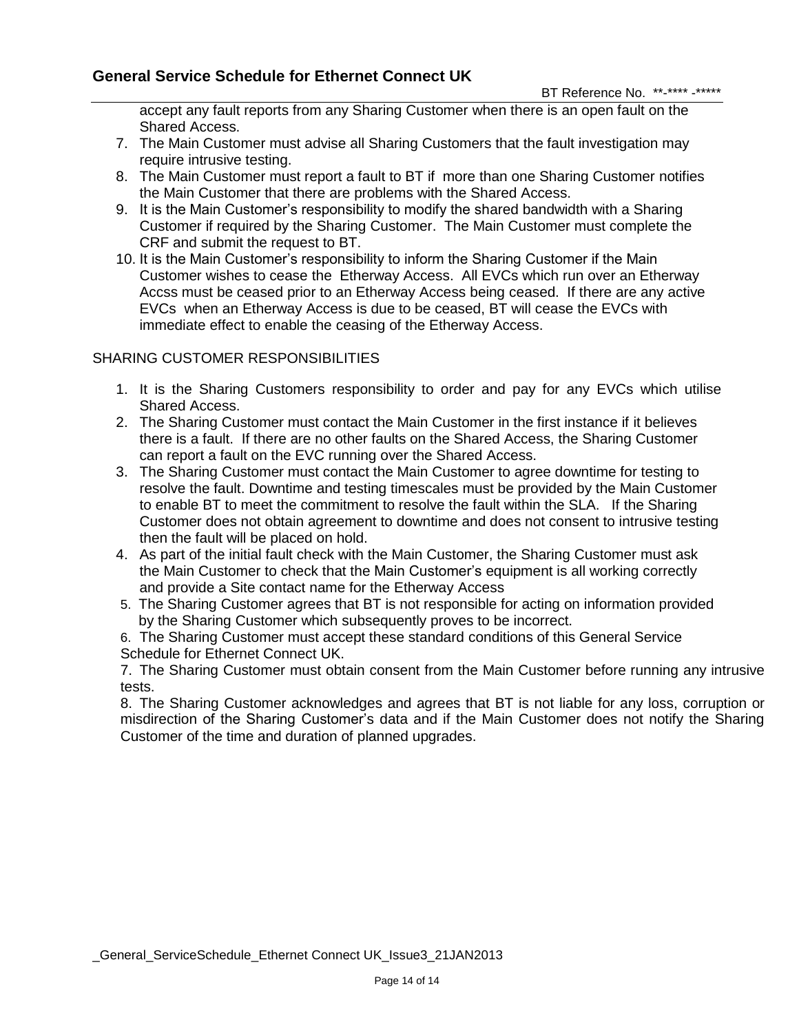accept any fault reports from any Sharing Customer when there is an open fault on the Shared Access.

7. The Main Customer must advise all Sharing Customers that the fault investigation may require intrusive testing.
8. The Main Customer must report a fault to BT if more than one Sharing Customer notifies the Main Customer that there are problems with the Shared Access.
9. It is the Main Customer's responsibility to modify the shared bandwidth with a Sharing Customer if required by the Sharing Customer. The Main Customer must complete the CRF and submit the request to BT.
10. It is the Main Customer's responsibility to inform the Sharing Customer if the Main Customer wishes to cease the Etherway Access. All EVCs which run over an Etherway Accss must be ceased prior to an Etherway Access being ceased. If there are any active EVCs when an Etherway Access is due to be ceased, BT will cease the EVCs with immediate effect to enable the ceasing of the Etherway Access.

SHARING CUSTOMER RESPONSIBILITIES

1. It is the Sharing Customers responsibility to order and pay for any EVCs which utilise Shared Access.
2. The Sharing Customer must contact the Main Customer in the first instance if it believes there is a fault. If there are no other faults on the Shared Access, the Sharing Customer can report a fault on the EVC running over the Shared Access.
3. The Sharing Customer must contact the Main Customer to agree downtime for testing to resolve the fault. Downtime and testing timescales must be provided by the Main Customer to enable BT to meet the commitment to resolve the fault within the SLA. If the Sharing Customer does not obtain agreement to downtime and does not consent to intrusive testing then the fault will be placed on hold.
4. As part of the initial fault check with the Main Customer, the Sharing Customer must ask the Main Customer to check that the Main Customer's equipment is all working correctly and provide a Site contact name for the Etherway Access
5. The Sharing Customer agrees that BT is not responsible for acting on information provided by the Sharing Customer which subsequently proves to be incorrect.
6. The Sharing Customer must accept these standard conditions of this General Service Schedule for Ethernet Connect UK.
7. The Sharing Customer must obtain consent from the Main Customer before running any intrusive tests.
8. The Sharing Customer acknowledges and agrees that BT is not liable for any loss, corruption or misdirection of the Sharing Customer's data and if the Main Customer does not notify the Sharing Customer of the time and duration of planned upgrades.